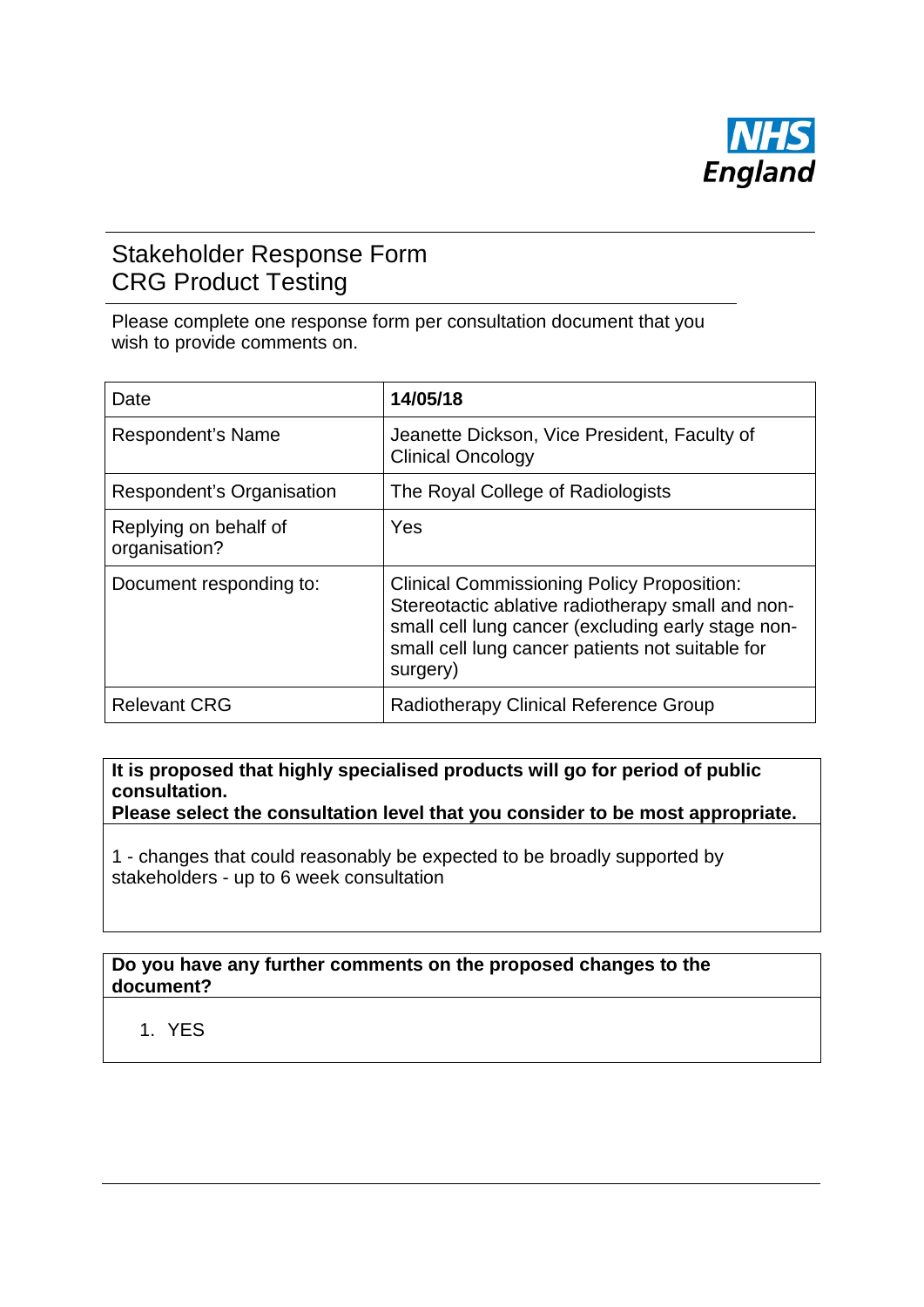NHS England

# Stakeholder Response Form
# CRG Product Testing

Please complete one response form per consultation document that you wish to provide comments on.

| | |
|---|---|
| Date | **14/05/18** |
| Respondent's Name | Jeanette Dickson, Vice President, Faculty of Clinical Oncology |
| Respondent's Organisation | The Royal College of Radiologists |
| Replying on behalf of organisation? | Yes |
| Document responding to: | Clinical Commissioning Policy Proposition: Stereotactic ablative radiotherapy small and non-small cell lung cancer (excluding early stage non-small cell lung cancer patients not suitable for surgery) |
| Relevant CRG | Radiotherapy Clinical Reference Group |

**It is proposed that highly specialised products will go for period of public consultation.**
**Please select the consultation level that you consider to be most appropriate.**

1 - changes that could reasonably be expected to be broadly supported by stakeholders - up to 6 week consultation

**Do you have any further comments on the proposed changes to the document?**

1. YES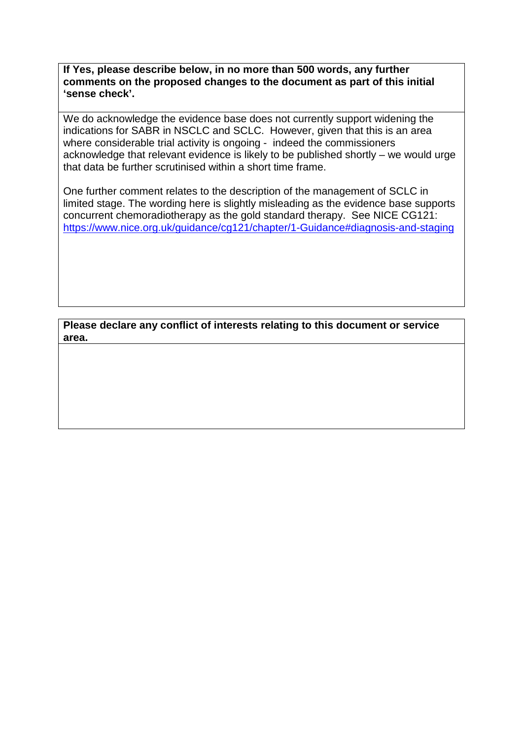| **If Yes, please describe below, in no more than 500 words, any further comments on the proposed changes to the document as part of this initial 'sense check'.** |
| --- |
| We do acknowledge the evidence base does not currently support widening the indications for SABR in NSCLC and SCLC. However, given that this is an area where considerable trial activity is ongoing - indeed the commissioners acknowledge that relevant evidence is likely to be published shortly – we would urge that data be further scrutinised within a short time frame.<br><br>One further comment relates to the description of the management of SCLC in limited stage. The wording here is slightly misleading as the evidence base supports concurrent chemoradiotherapy as the gold standard therapy. See NICE CG121: https://www.nice.org.uk/guidance/cg121/chapter/1-Guidance#diagnosis-and-staging |

| **Please declare any conflict of interests relating to this document or service area.** |
| --- |
| |